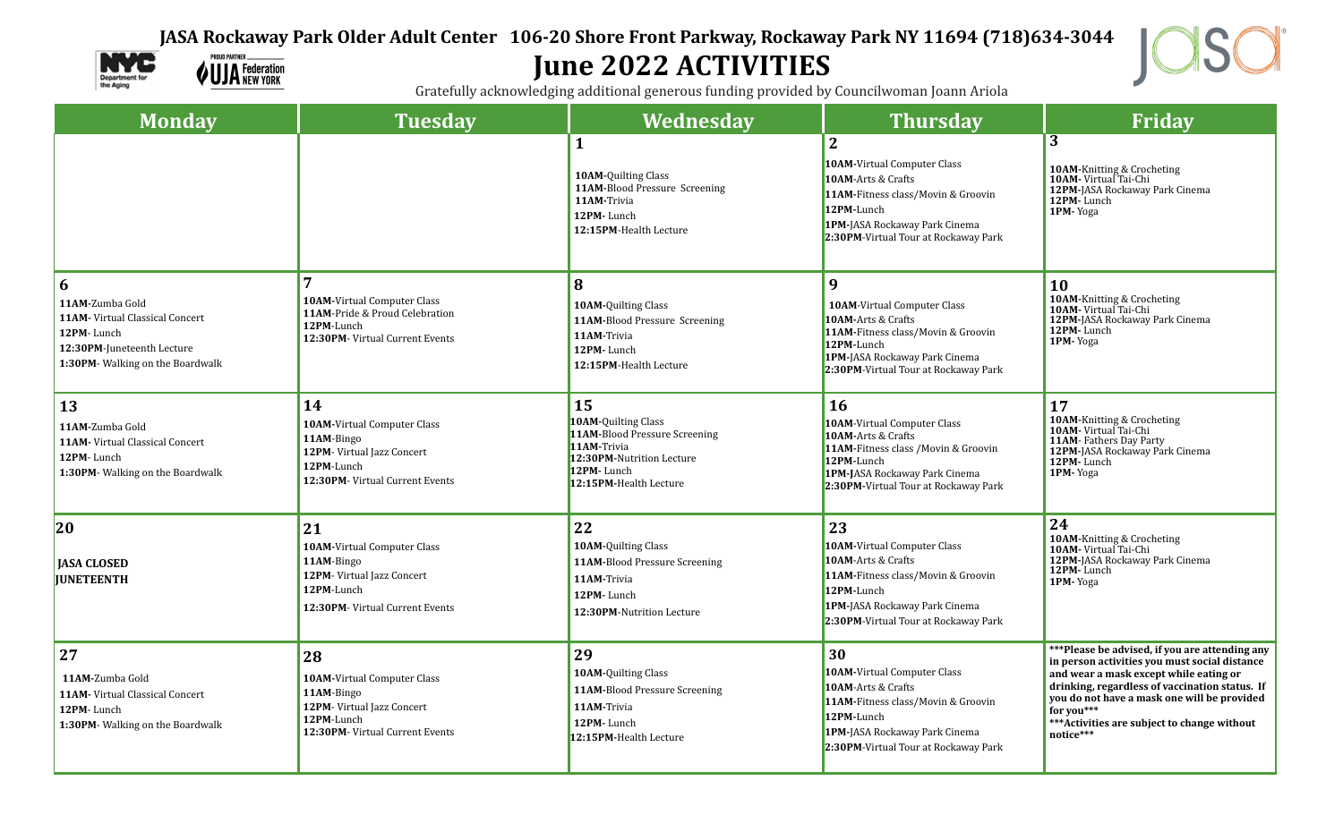**JASA Rockaway Park Older Adult Center 106-20 Shore Front Parkway, Rockaway Park NY 11694 (718)634-3044**

# June 2022 ACTIVITIES

Gratefully acknowledging additional generous funding provided by Councilwoman Joann Ariola

| Monday | Tuesday | Wednesday | Thursday | Friday |
|---|---|---|---|---|
| | | **1**<br>**10AM**-Quilting Class<br>**11AM**-Blood Pressure Screening<br>**11AM**-Trivia<br>**12PM**- Lunch<br>**12:15PM**-Health Lecture | **2**<br>**10AM**-Virtual Computer Class<br>**10AM**-Arts & Crafts<br>**11AM**-Fitness class/Movin & Groovin<br>**12PM**-Lunch<br>**1PM**-JASA Rockaway Park Cinema<br>**2:30PM**-Virtual Tour at Rockaway Park | **3**<br>**10AM**-Knitting & Crocheting<br>**10AM**- Virtual Tai-Chi<br>**12PM**-JASA Rockaway Park Cinema<br>**12PM**- Lunch<br>**1PM**- Yoga |
| **6**<br>**11AM**-Zumba Gold<br>**11AM**- Virtual Classical Concert<br>**12PM**- Lunch<br>**12:30PM**-Juneteenth Lecture<br>**1:30PM**- Walking on the Boardwalk | **7**<br>**10AM**-Virtual Computer Class<br>**11AM**-Pride & Proud Celebration<br>**12PM**-Lunch<br>**12:30PM**- Virtual Current Events | **8**<br>**10AM**-Quilting Class<br>**11AM**-Blood Pressure Screening<br>**11AM**-Trivia<br>**12PM**- Lunch<br>**12:15PM**-Health Lecture | **9**<br>**10AM**-Virtual Computer Class<br>**10AM**-Arts & Crafts<br>**11AM**-Fitness class/Movin & Groovin<br>**12PM**-Lunch<br>**1PM**-JASA Rockaway Park Cinema<br>**2:30PM**-Virtual Tour at Rockaway Park | **10**<br>**10AM**-Knitting & Crocheting<br>**10AM**- Virtual Tai-Chi<br>**12PM**-JASA Rockaway Park Cinema<br>**12PM**- Lunch<br>**1PM**- Yoga |
| **13**<br>**11AM**-Zumba Gold<br>**11AM**- Virtual Classical Concert<br>**12PM**- Lunch<br>**1:30PM**- Walking on the Boardwalk | **14**<br>**10AM**-Virtual Computer Class<br>**11AM**-Bingo<br>**12PM**- Virtual Jazz Concert<br>**12PM**-Lunch<br>**12:30PM**- Virtual Current Events | **15**<br>**10AM**-Quilting Class<br>**11AM**-Blood Pressure Screening<br>**11AM**-Trivia<br>**12:30PM**-Nutrition Lecture<br>**12PM**- Lunch<br>**12:15PM**-Health Lecture | **16**<br>**10AM**-Virtual Computer Class<br>**10AM**-Arts & Crafts<br>**11AM**-Fitness class /Movin & Groovin<br>**12PM**-Lunch<br>**1PM**-JASA Rockaway Park Cinema<br>**2:30PM**-Virtual Tour at Rockaway Park | **17**<br>**10AM**-Knitting & Crocheting<br>**10AM**- Virtual Tai-Chi<br>**11AM**- Fathers Day Party<br>**12PM**-JASA Rockaway Park Cinema<br>**12PM**- Lunch<br>**1PM**- Yoga |
| **20**<br>**JASA CLOSED JUNETEENTH** | **21**<br>**10AM**-Virtual Computer Class<br>**11AM**-Bingo<br>**12PM**- Virtual Jazz Concert<br>**12PM**-Lunch<br>**12:30PM**- Virtual Current Events | **22**<br>**10AM**-Quilting Class<br>**11AM**-Blood Pressure Screening<br>**11AM**-Trivia<br>**12PM**- Lunch<br>**12:30PM**-Nutrition Lecture | **23**<br>**10AM**-Virtual Computer Class<br>**10AM**-Arts & Crafts<br>**11AM**-Fitness class/Movin & Groovin<br>**12PM**-Lunch<br>**1PM**-JASA Rockaway Park Cinema<br>**2:30PM**-Virtual Tour at Rockaway Park | **24**<br>**10AM**-Knitting & Crocheting<br>**10AM**- Virtual Tai-Chi<br>**12PM**-JASA Rockaway Park Cinema<br>**12PM**- Lunch<br>**1PM**- Yoga |
| **27**<br>**11AM**-Zumba Gold<br>**11AM**- Virtual Classical Concert<br>**12PM**- Lunch<br>**1:30PM**- Walking on the Boardwalk | **28**<br>**10AM**-Virtual Computer Class<br>**11AM**-Bingo<br>**12PM**- Virtual Jazz Concert<br>**12PM**-Lunch<br>**12:30PM**- Virtual Current Events | **29**<br>**10AM**-Quilting Class<br>**11AM**-Blood Pressure Screening<br>**11AM**-Trivia<br>**12PM**- Lunch<br>**12:15PM**-Health Lecture | **30**<br>**10AM**-Virtual Computer Class<br>**10AM**-Arts & Crafts<br>**11AM**-Fitness class/Movin & Groovin<br>**12PM**-Lunch<br>**1PM**-JASA Rockaway Park Cinema<br>**2:30PM**-Virtual Tour at Rockaway Park | **\*\*\*Please be advised, if you are attending any in person activities you must social distance and wear a mask except while eating or drinking, regardless of vaccination status. If you do not have a mask one will be provided for you\*\*\***<br>**\*\*\*Activities are subject to change without notice\*\*\*** |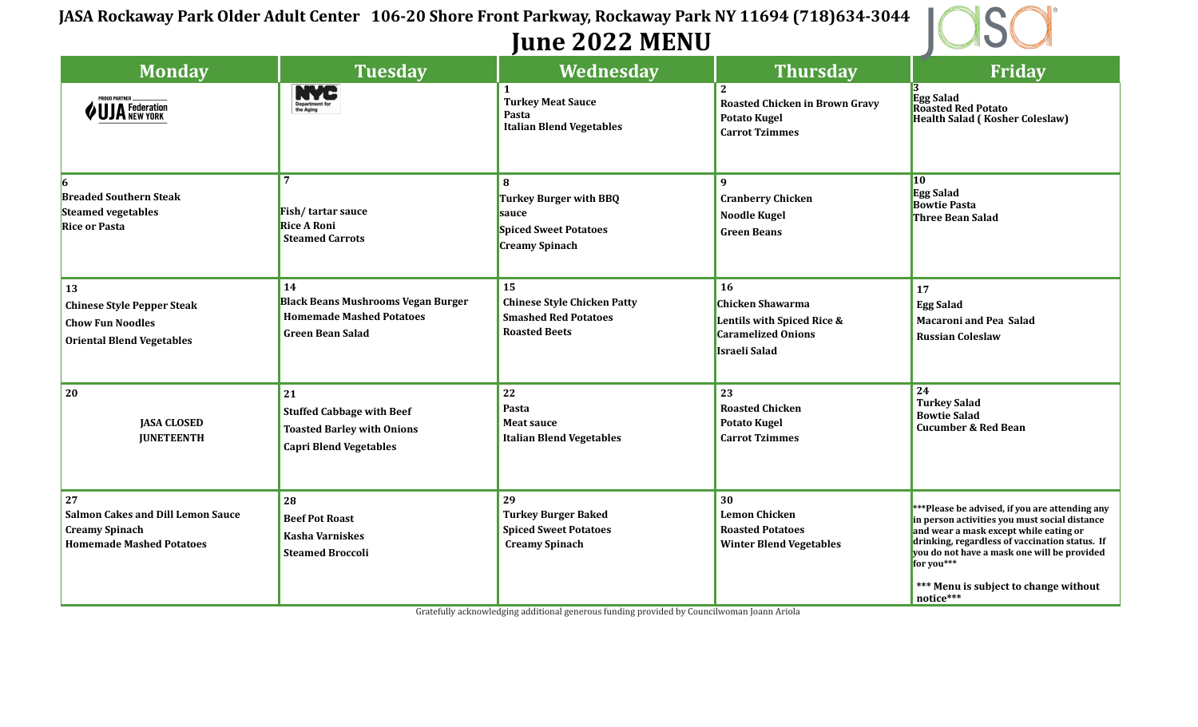# JASA Rockaway Park Older Adult Center 106-20 Shore Front Parkway, Rockaway Park NY 11694 (718)634-3044

## June 2022 MENU

| Monday | Tuesday | Wednesday | Thursday | Friday |
|---|---|---|---|---|
| PROUD PARTNER UJA Federation NEW YORK | NYC Department for the Aging | **1**<br>**Turkey Meat Sauce**<br>**Pasta**<br>**Italian Blend Vegetables** | **2**<br>**Roasted Chicken in Brown Gravy**<br>**Potato Kugel**<br>**Carrot Tzimmes** | **3**<br>**Egg Salad**<br>**Roasted Red Potato**<br>**Health Salad ( Kosher Coleslaw)** |
| **6**<br>**Breaded Southern Steak**<br>**Steamed vegetables**<br>**Rice or Pasta** | **7**<br>**Fish/ tartar sauce**<br>**Rice A Roni**<br>**Steamed Carrots** | **8**<br>**Turkey Burger with BBQ sauce**<br>**Spiced Sweet Potatoes**<br>**Creamy Spinach** | **9**<br>**Cranberry Chicken**<br>**Noodle Kugel**<br>**Green Beans** | **10**<br>**Egg Salad**<br>**Bowtie Pasta**<br>**Three Bean Salad** |
| **13**<br>**Chinese Style Pepper Steak**<br>**Chow Fun Noodles**<br>**Oriental Blend Vegetables** | **14**<br>**Black Beans Mushrooms Vegan Burger**<br>**Homemade Mashed Potatoes**<br>**Green Bean Salad** | **15**<br>**Chinese Style Chicken Patty**<br>**Smashed Red Potatoes**<br>**Roasted Beets** | **16**<br>**Chicken Shawarma**<br>**Lentils with Spiced Rice & Caramelized Onions**<br>**Israeli Salad** | **17**<br>**Egg Salad**<br>**Macaroni and Pea Salad**<br>**Russian Coleslaw** |
| **20**<br>**JASA CLOSED**<br>**JUNETEENTH** | **21**<br>**Stuffed Cabbage with Beef**<br>**Toasted Barley with Onions**<br>**Capri Blend Vegetables** | **22**<br>**Pasta**<br>**Meat sauce**<br>**Italian Blend Vegetables** | **23**<br>**Roasted Chicken**<br>**Potato Kugel**<br>**Carrot Tzimmes** | **24**<br>**Turkey Salad**<br>**Bowtie Salad**<br>**Cucumber & Red Bean** |
| **27**<br>**Salmon Cakes and Dill Lemon Sauce**<br>**Creamy Spinach**<br>**Homemade Mashed Potatoes** | **28**<br>**Beef Pot Roast**<br>**Kasha Varniskes**<br>**Steamed Broccoli** | **29**<br>**Turkey Burger Baked**<br>**Spiced Sweet Potatoes**<br>**Creamy Spinach** | **30**<br>**Lemon Chicken**<br>**Roasted Potatoes**<br>**Winter Blend Vegetables** | **\*\*\*Please be advised, if you are attending any in person activities you must social distance and wear a mask except while eating or drinking, regardless of vaccination status. If you do not have a mask one will be provided for you\*\*\***<br><br>**\*\*\* Menu is subject to change without notice\*\*\*** |

Gratefully acknowledging additional generous funding provided by Councilwoman Joann Ariola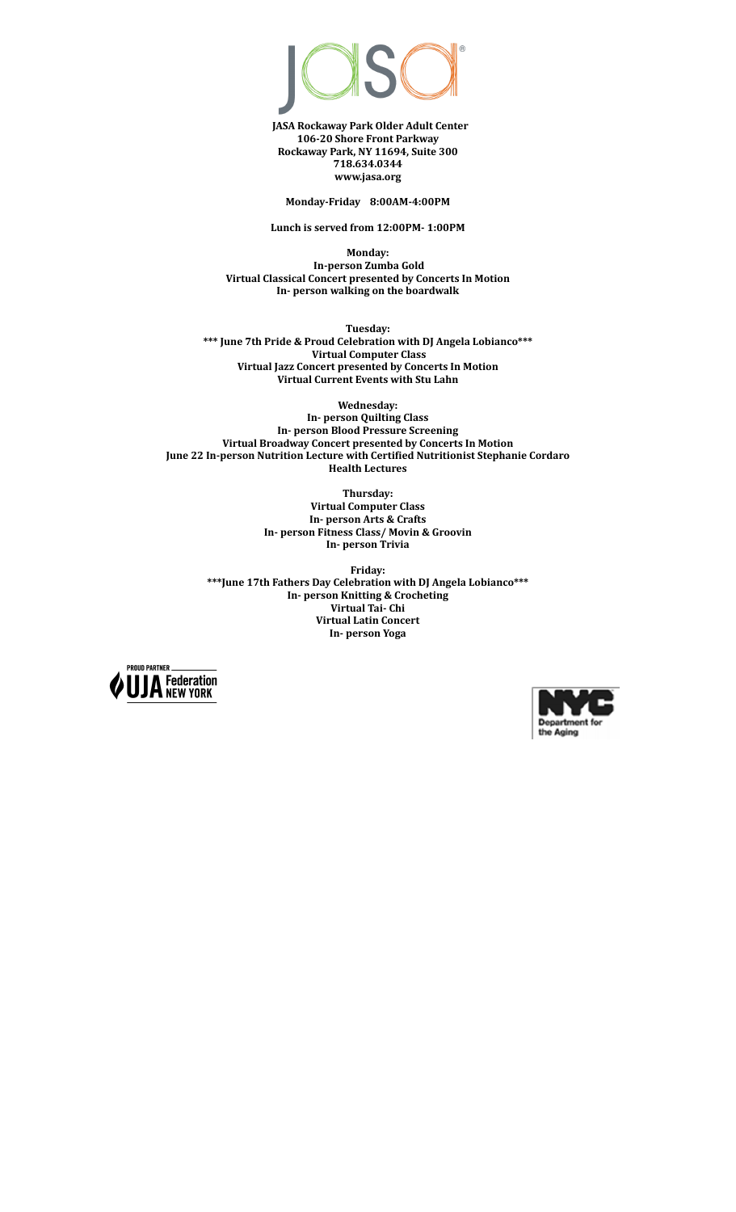**JASA Rockaway Park Older Adult Center**
**106-20 Shore Front Parkway**
**Rockaway Park, NY 11694, Suite 300**
**718.634.0344**
**www.jasa.org**

**Monday-Friday 8:00AM-4:00PM**

**Lunch is served from 12:00PM- 1:00PM**

**Monday:**
**In-person Zumba Gold**
**Virtual Classical Concert presented by Concerts In Motion**
**In- person walking on the boardwalk**

**Tuesday:**
**\*\*\* June 7th Pride & Proud Celebration with DJ Angela Lobianco\*\*\***
**Virtual Computer Class**
**Virtual Jazz Concert presented by Concerts In Motion**
**Virtual Current Events with Stu Lahn**

**Wednesday:**
**In- person Quilting Class**
**In- person Blood Pressure Screening**
**Virtual Broadway Concert presented by Concerts In Motion**
**June 22 In-person Nutrition Lecture with Certified Nutritionist Stephanie Cordaro**
**Health Lectures**

**Thursday:**
**Virtual Computer Class**
**In- person Arts & Crafts**
**In- person Fitness Class/ Movin & Groovin**
**In- person Trivia**

**Friday:**
**\*\*\*June 17th Fathers Day Celebration with DJ Angela Lobianco\*\*\***
**In- person Knitting & Crocheting**
**Virtual Tai- Chi**
**Virtual Latin Concert**
**In- person Yoga**

PROUD PARTNER UJA Federation NEW YORK

NYC Department for the Aging